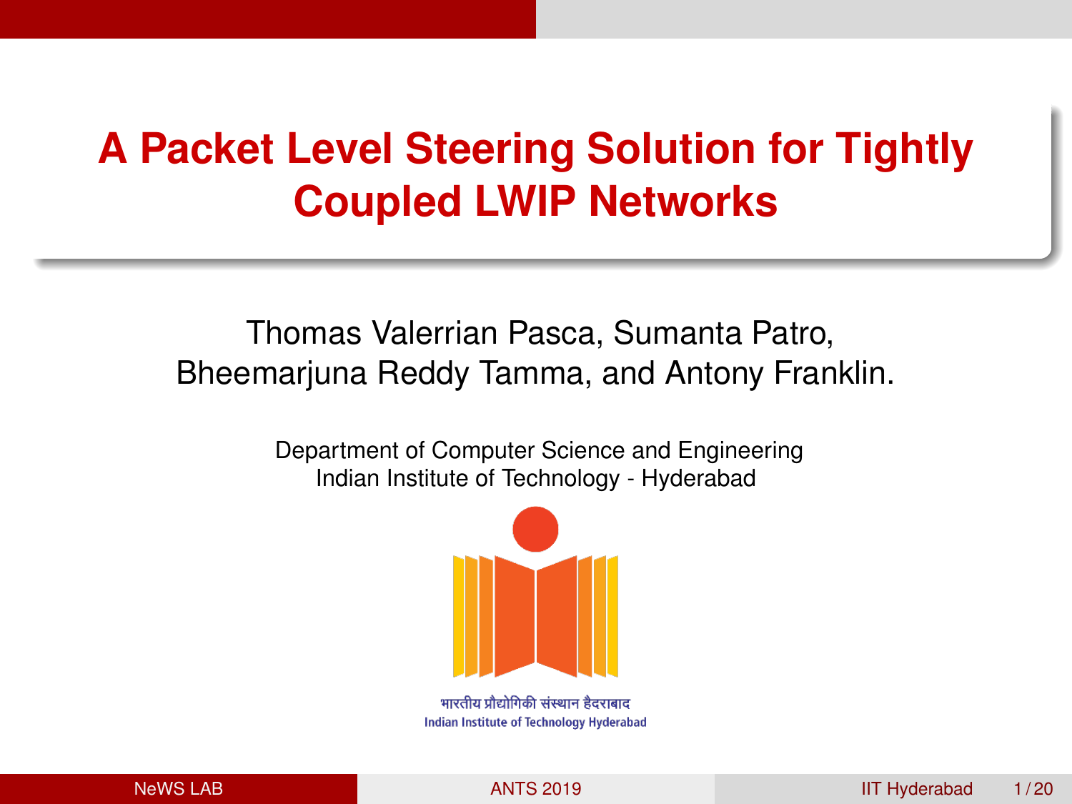# A Packet Level Steering Solution for Tightly Coupled LWIP Networks

Thomas Valerrian Pasca, Sumanta Patro, Bheemarjuna Reddy Tamma, and Antony Franklin.

Department of Computer Science and Engineering
Indian Institute of Technology - Hyderabad

भारतीय प्रौद्योगिकी संस्थान हैदराबाद
Indian Institute of Technology Hyderabad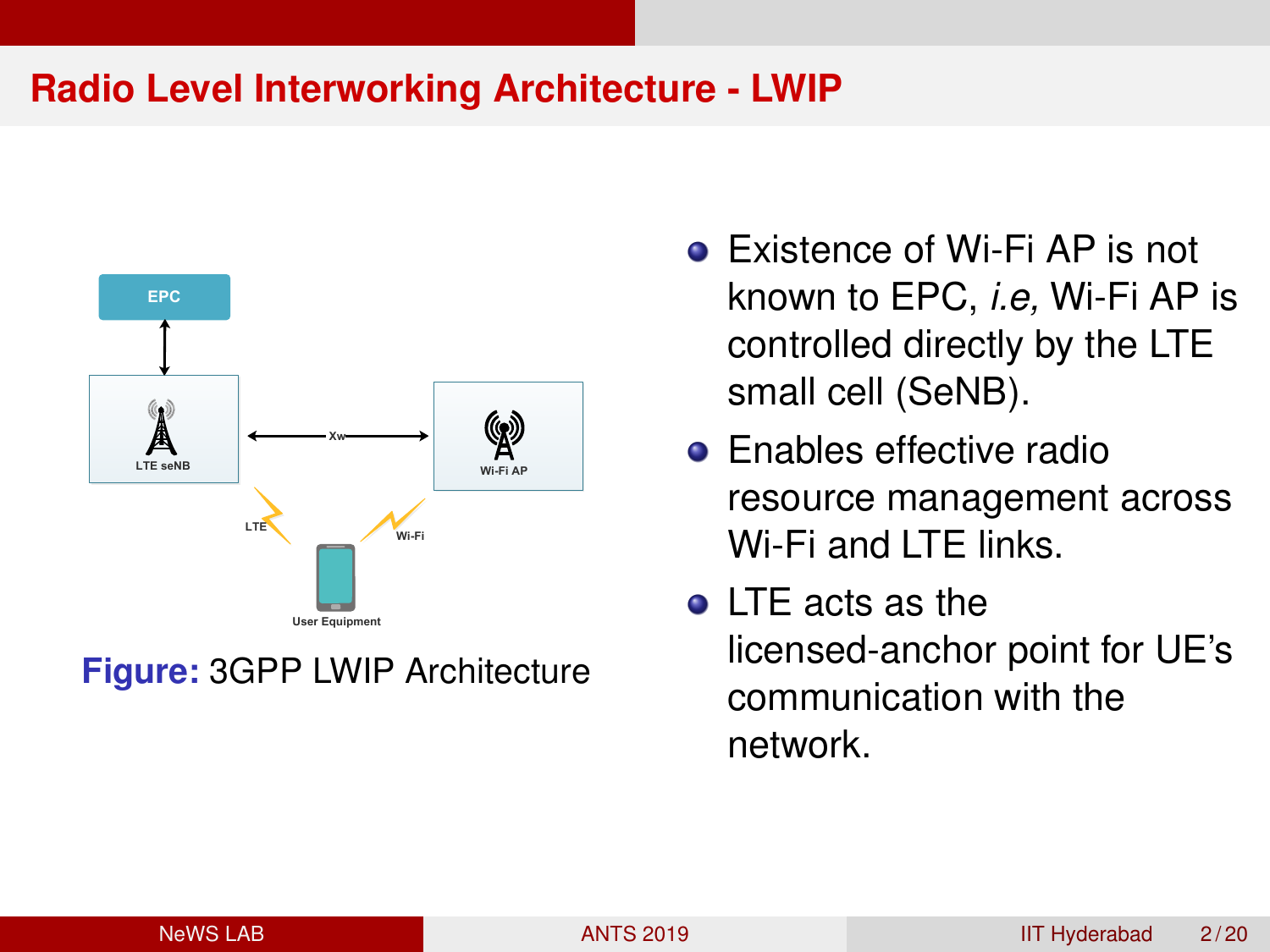## Radio Level Interworking Architecture - LWIP

**Figure:** 3GPP LWIP Architecture

- Existence of Wi-Fi AP is not known to EPC, *i.e,* Wi-Fi AP is controlled directly by the LTE small cell (SeNB).
- Enables effective radio resource management across Wi-Fi and LTE links.
- LTE acts as the licensed-anchor point for UE's communication with the network.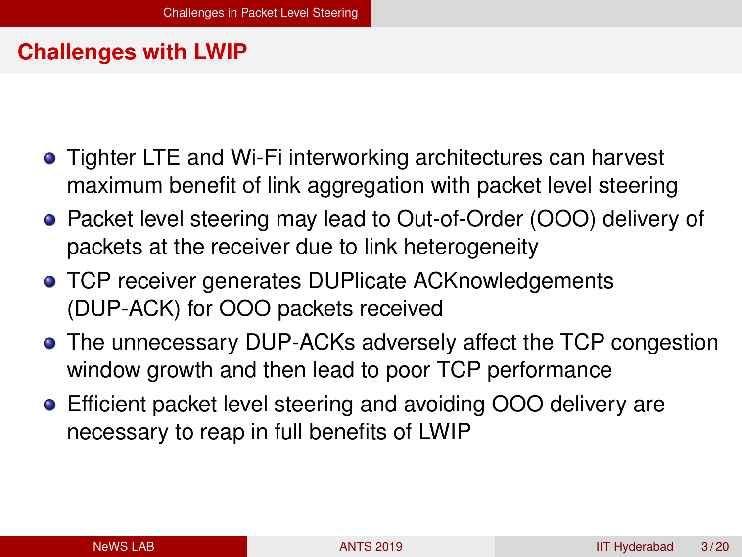## Challenges with LWIP

- Tighter LTE and Wi-Fi interworking architectures can harvest maximum benefit of link aggregation with packet level steering
- Packet level steering may lead to Out-of-Order (OOO) delivery of packets at the receiver due to link heterogeneity
- TCP receiver generates DUPlicate ACKnowledgements (DUP-ACK) for OOO packets received
- The unnecessary DUP-ACKs adversely affect the TCP congestion window growth and then lead to poor TCP performance
- Efficient packet level steering and avoiding OOO delivery are necessary to reap in full benefits of LWIP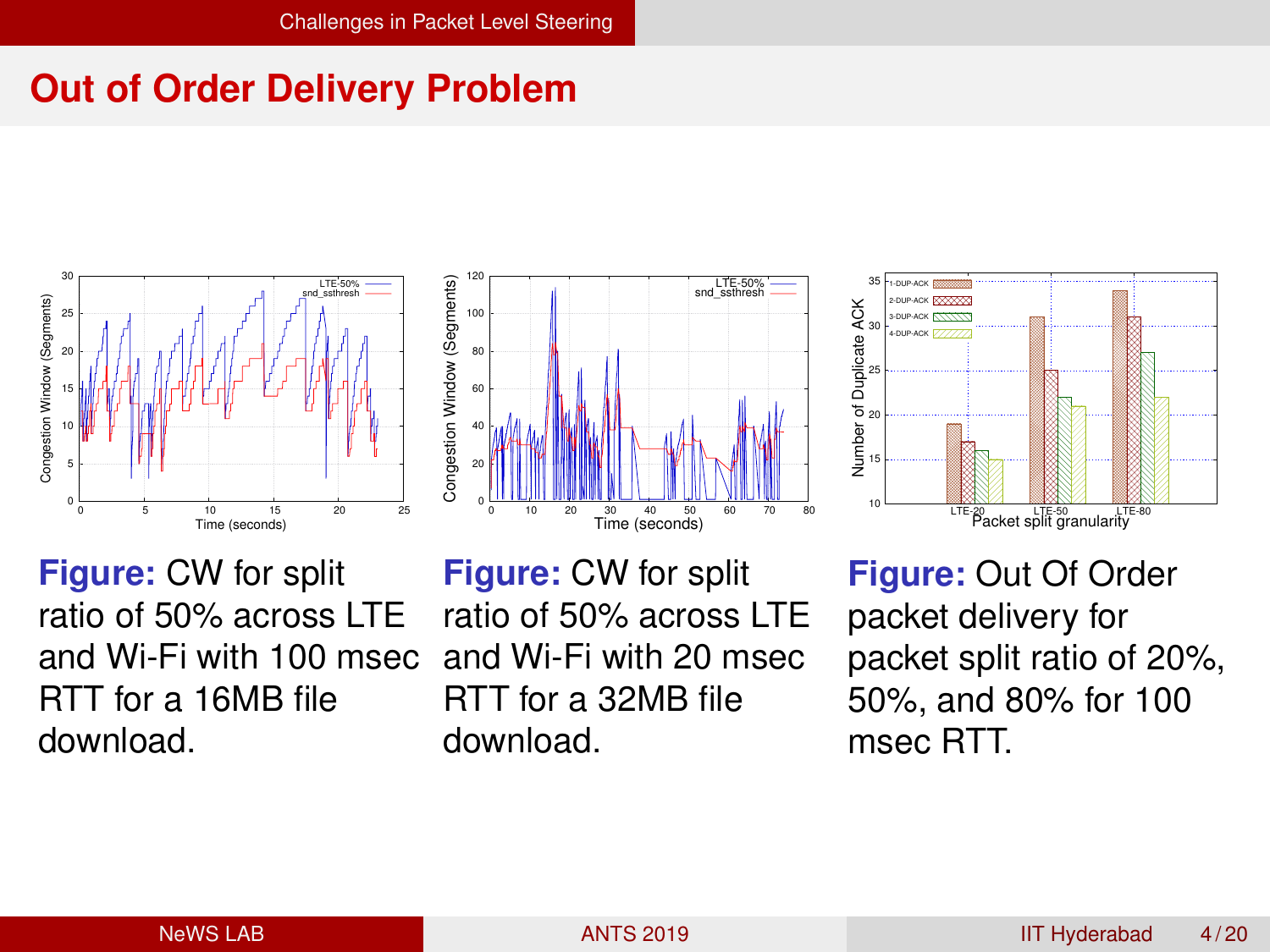## Out of Order Delivery Problem

**Figure:** CW for split ratio of 50% across LTE and Wi-Fi with 100 msec RTT for a 16MB file download.

**Figure:** CW for split ratio of 50% across LTE and Wi-Fi with 20 msec RTT for a 32MB file download.

**Figure:** Out Of Order packet delivery for packet split ratio of 20%, 50%, and 80% for 100 msec RTT.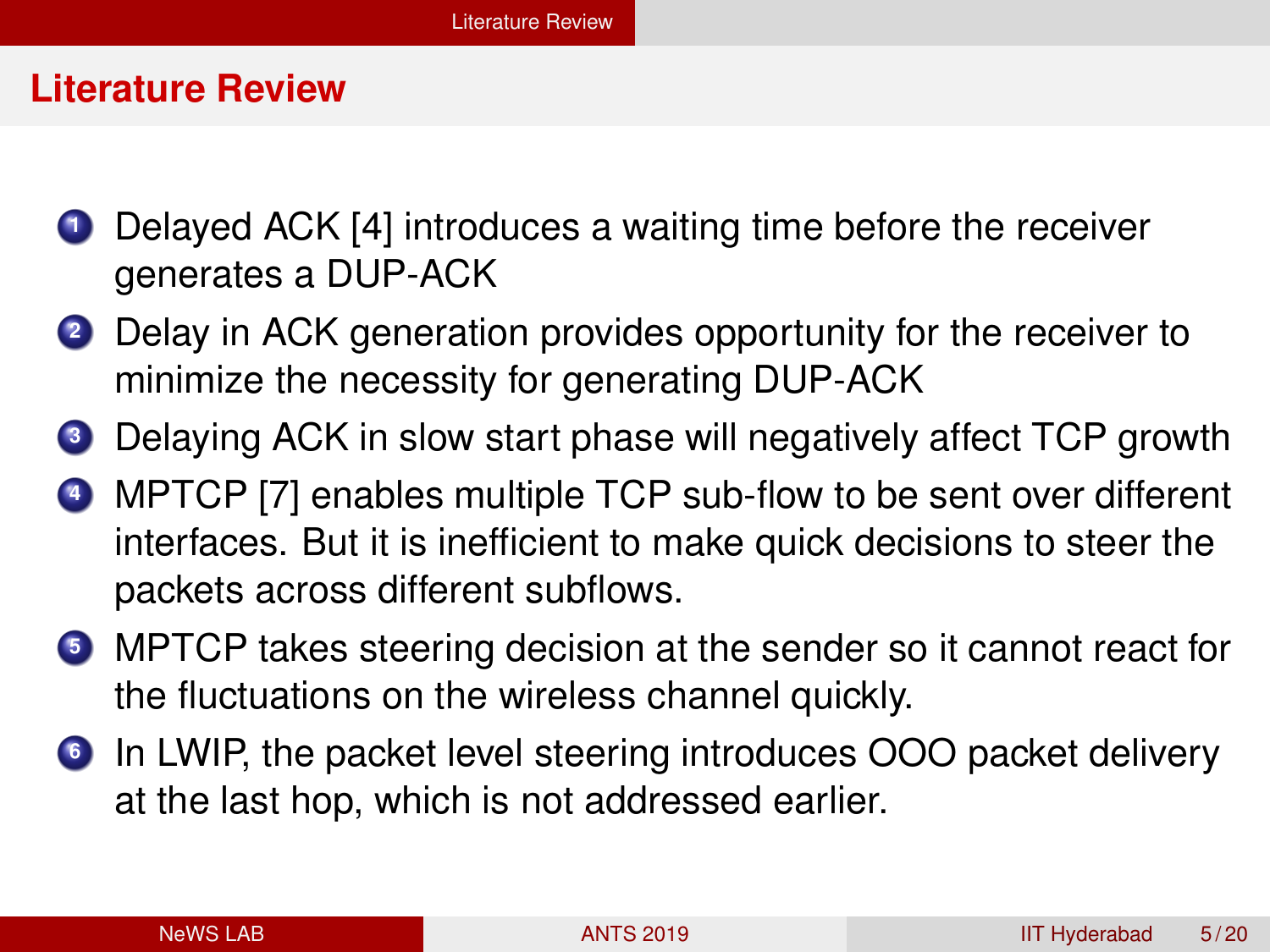## Literature Review

1. Delayed ACK [4] introduces a waiting time before the receiver generates a DUP-ACK
2. Delay in ACK generation provides opportunity for the receiver to minimize the necessity for generating DUP-ACK
3. Delaying ACK in slow start phase will negatively affect TCP growth
4. MPTCP [7] enables multiple TCP sub-flow to be sent over different interfaces. But it is inefficient to make quick decisions to steer the packets across different subflows.
5. MPTCP takes steering decision at the sender so it cannot react for the fluctuations on the wireless channel quickly.
6. In LWIP, the packet level steering introduces OOO packet delivery at the last hop, which is not addressed earlier.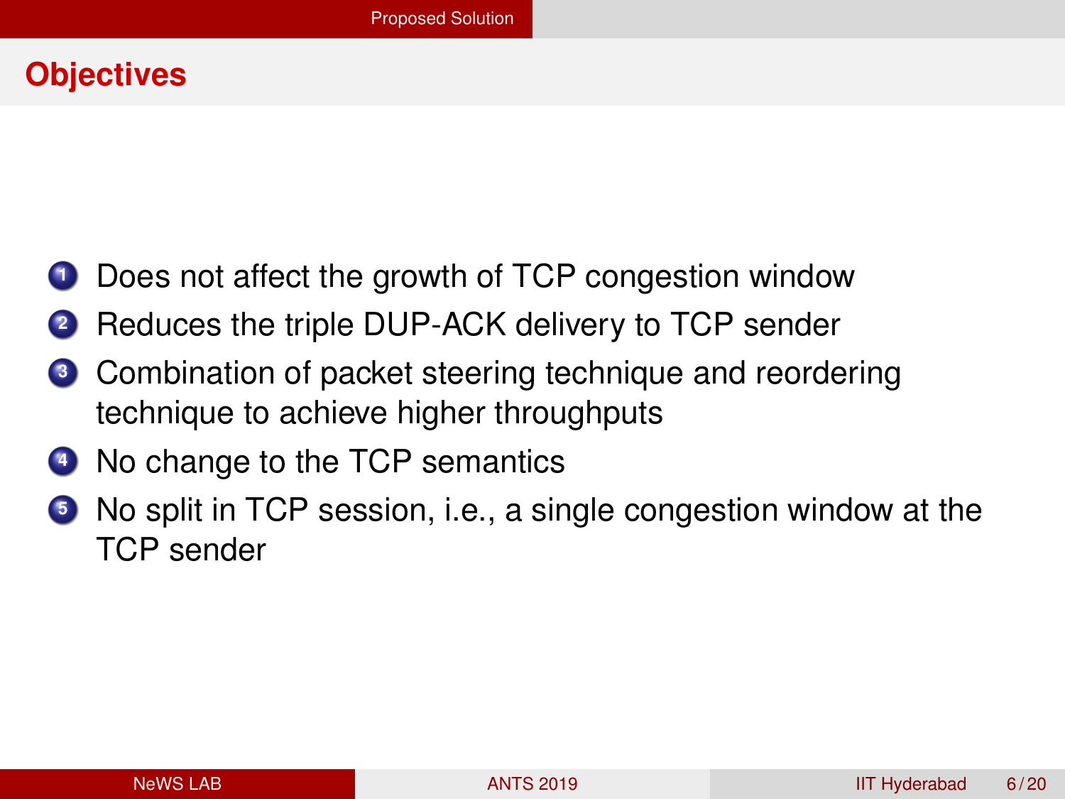## Objectives

1. Does not affect the growth of TCP congestion window
2. Reduces the triple DUP-ACK delivery to TCP sender
3. Combination of packet steering technique and reordering technique to achieve higher throughputs
4. No change to the TCP semantics
5. No split in TCP session, i.e., a single congestion window at the TCP sender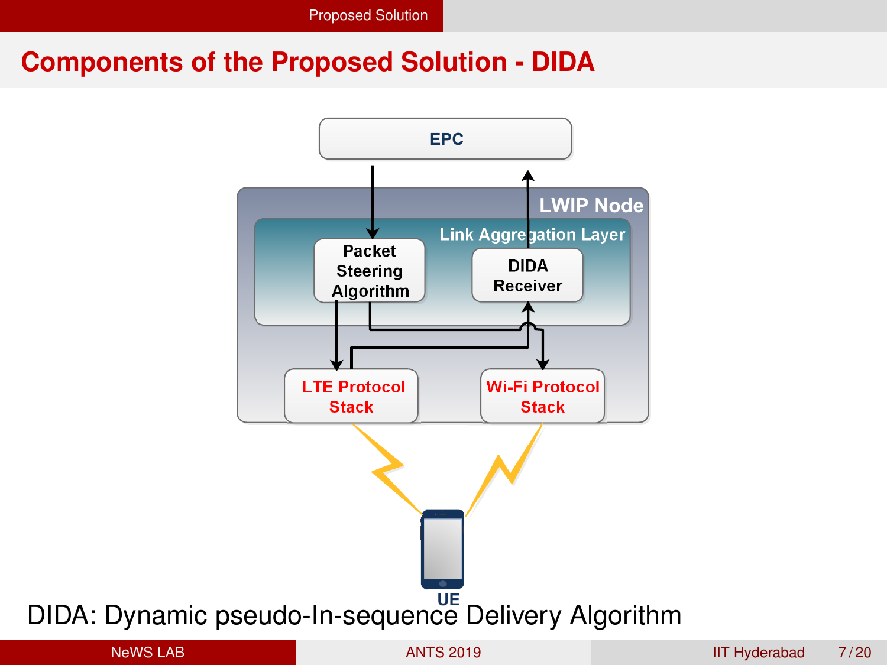## Components of the Proposed Solution - DIDA

EPC

LWIP Node

Link Aggregation Layer

Packet Steering Algorithm

DIDA Receiver

LTE Protocol Stack

Wi-Fi Protocol Stack

UE

DIDA: Dynamic pseudo-In-sequence Delivery Algorithm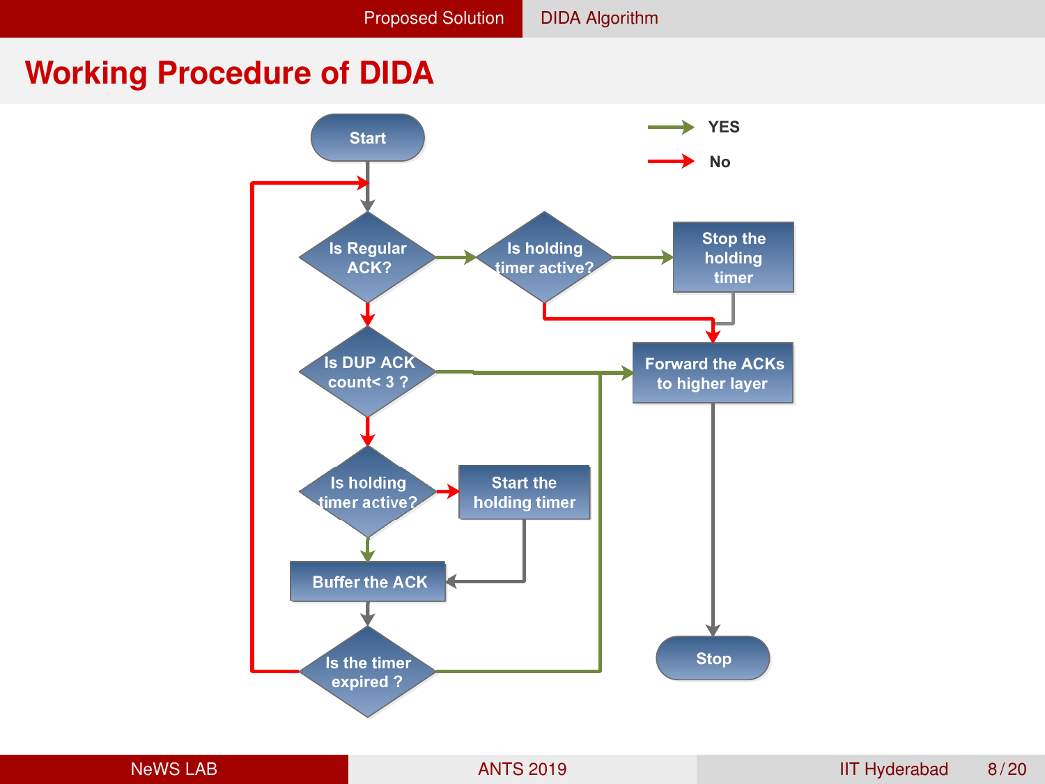# Working Procedure of DIDA

YES

No

Start

Is Regular ACK?

Is holding timer active?

Stop the holding timer

Is DUP ACK count< 3 ?

Forward the ACKs to higher layer

Is holding timer active?

Start the holding timer

Buffer the ACK

Is the timer expired ?

Stop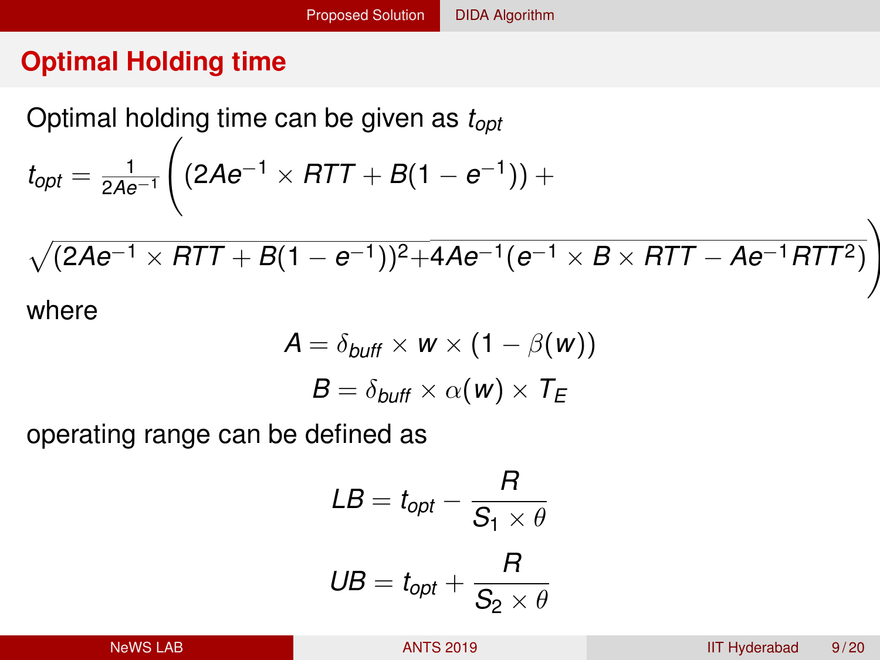## Optimal Holding time

Optimal holding time can be given as $t_{opt}$

$$t_{opt} = \frac{1}{2Ae^{-1}}\Bigg((2Ae^{-1} \times RTT + B(1-e^{-1})) + \sqrt{(2Ae^{-1} \times RTT + B(1-e^{-1}))^2 + 4Ae^{-1}(e^{-1} \times B \times RTT - Ae^{-1}RTT^2)}\Bigg)$$

where

$$A = \delta_{buff} \times w \times (1 - \beta(w))$$

$$B = \delta_{buff} \times \alpha(w) \times T_E$$

operating range can be defined as

$$LB = t_{opt} - \frac{R}{S_1 \times \theta}$$

$$UB = t_{opt} + \frac{R}{S_2 \times \theta}$$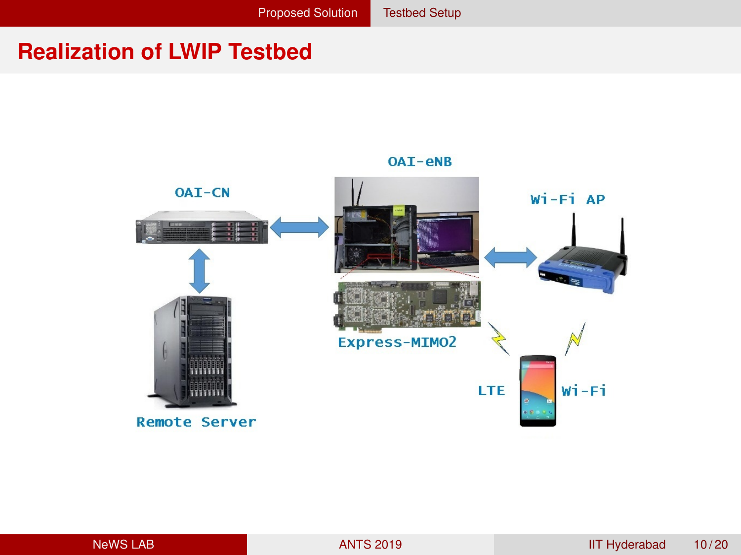# Realization of LWIP Testbed

OAI-eNB

OAI-CN

Wi-Fi AP

Express-MIMO2

LTE

Wi-Fi

Remote Server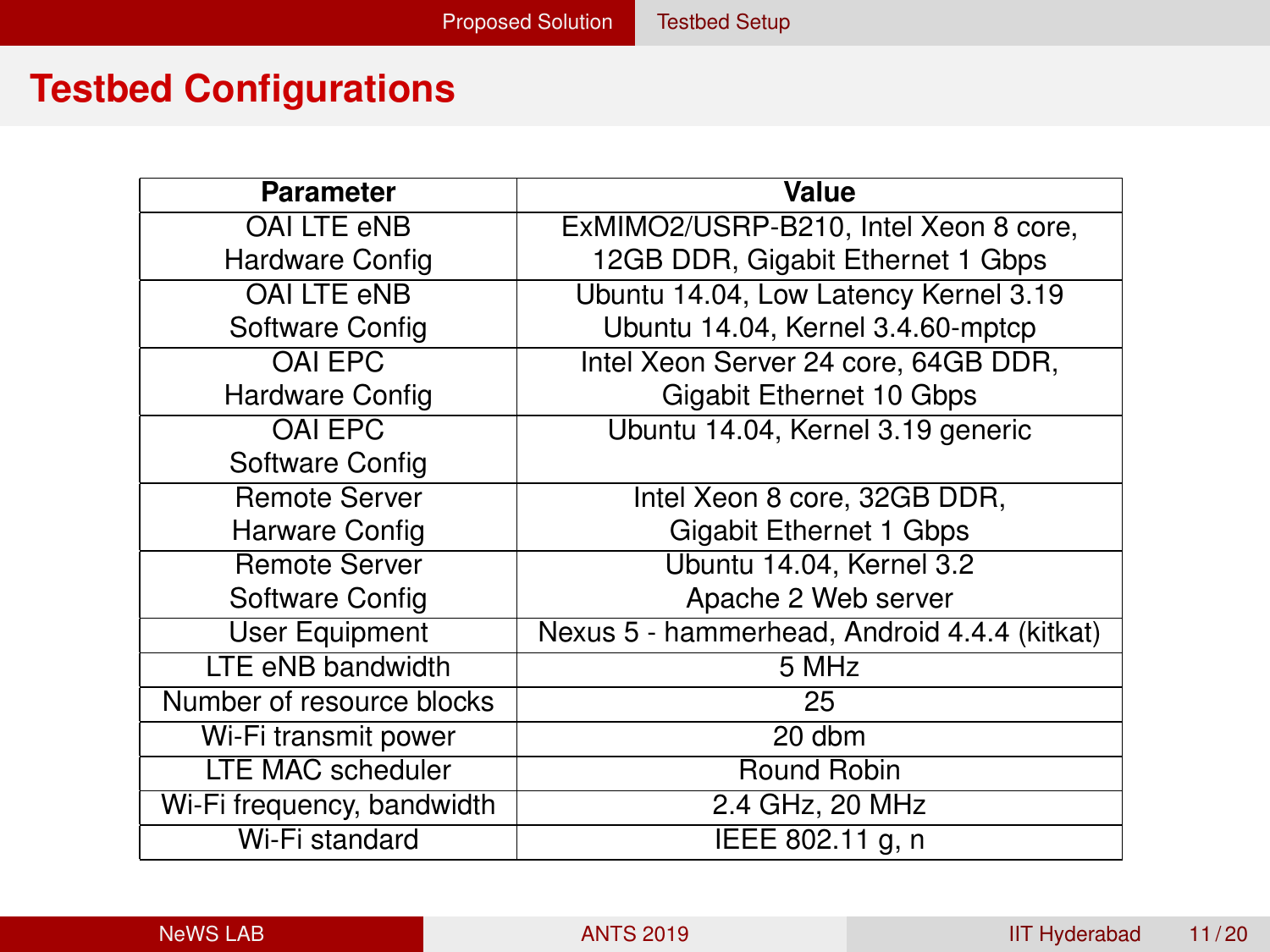# Testbed Configurations

| Parameter | Value |
| --- | --- |
| OAI LTE eNB Hardware Config | ExMIMO2/USRP-B210, Intel Xeon 8 core, 12GB DDR, Gigabit Ethernet 1 Gbps |
| OAI LTE eNB Software Config | Ubuntu 14.04, Low Latency Kernel 3.19 Ubuntu 14.04, Kernel 3.4.60-mptcp |
| OAI EPC Hardware Config | Intel Xeon Server 24 core, 64GB DDR, Gigabit Ethernet 10 Gbps |
| OAI EPC Software Config | Ubuntu 14.04, Kernel 3.19 generic |
| Remote Server Harware Config | Intel Xeon 8 core, 32GB DDR, Gigabit Ethernet 1 Gbps |
| Remote Server Software Config | Ubuntu 14.04, Kernel 3.2 Apache 2 Web server |
| User Equipment | Nexus 5 - hammerhead, Android 4.4.4 (kitkat) |
| LTE eNB bandwidth | 5 MHz |
| Number of resource blocks | 25 |
| Wi-Fi transmit power | 20 dbm |
| LTE MAC scheduler | Round Robin |
| Wi-Fi frequency, bandwidth | 2.4 GHz, 20 MHz |
| Wi-Fi standard | IEEE 802.11 g, n |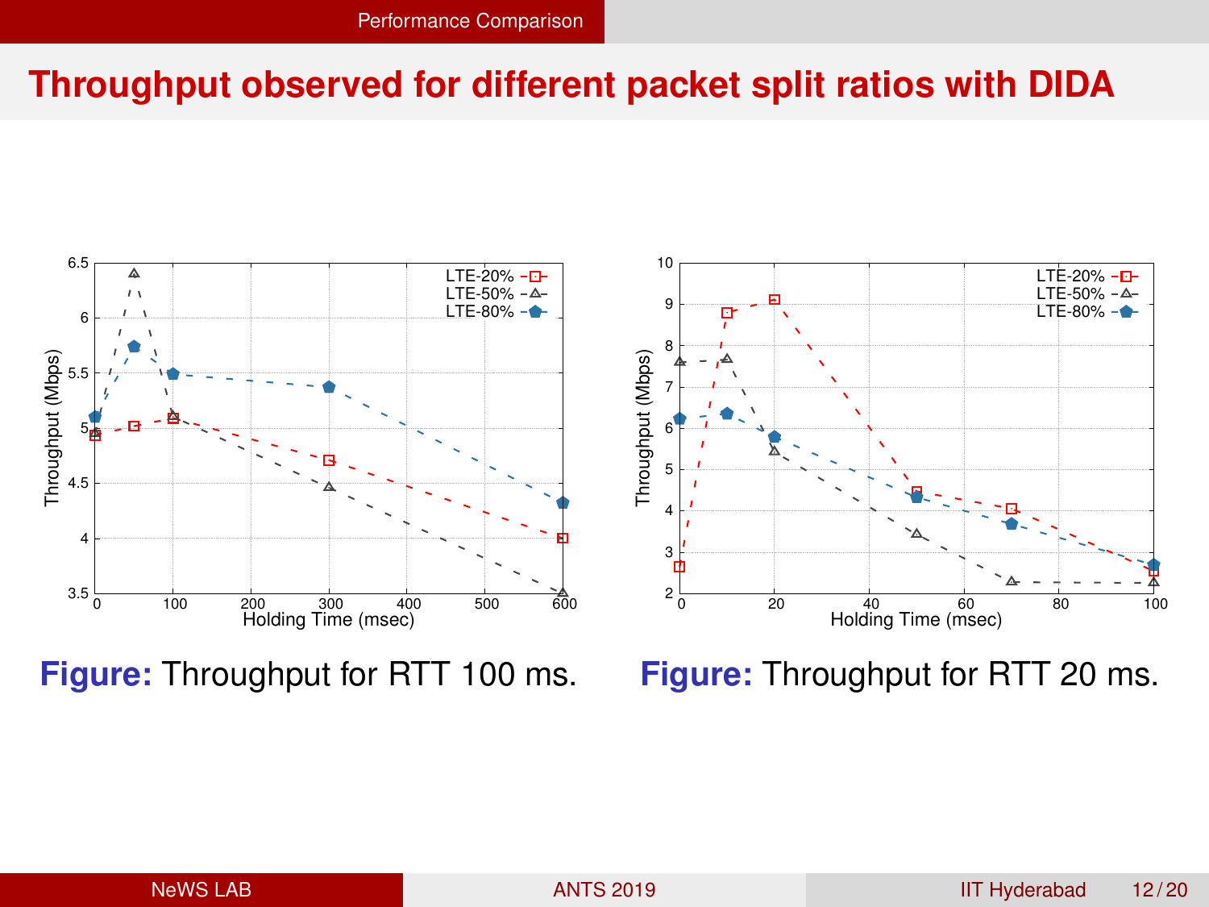# Throughput observed for different packet split ratios with DIDA

**Figure:** Throughput for RTT 100 ms.

**Figure:** Throughput for RTT 20 ms.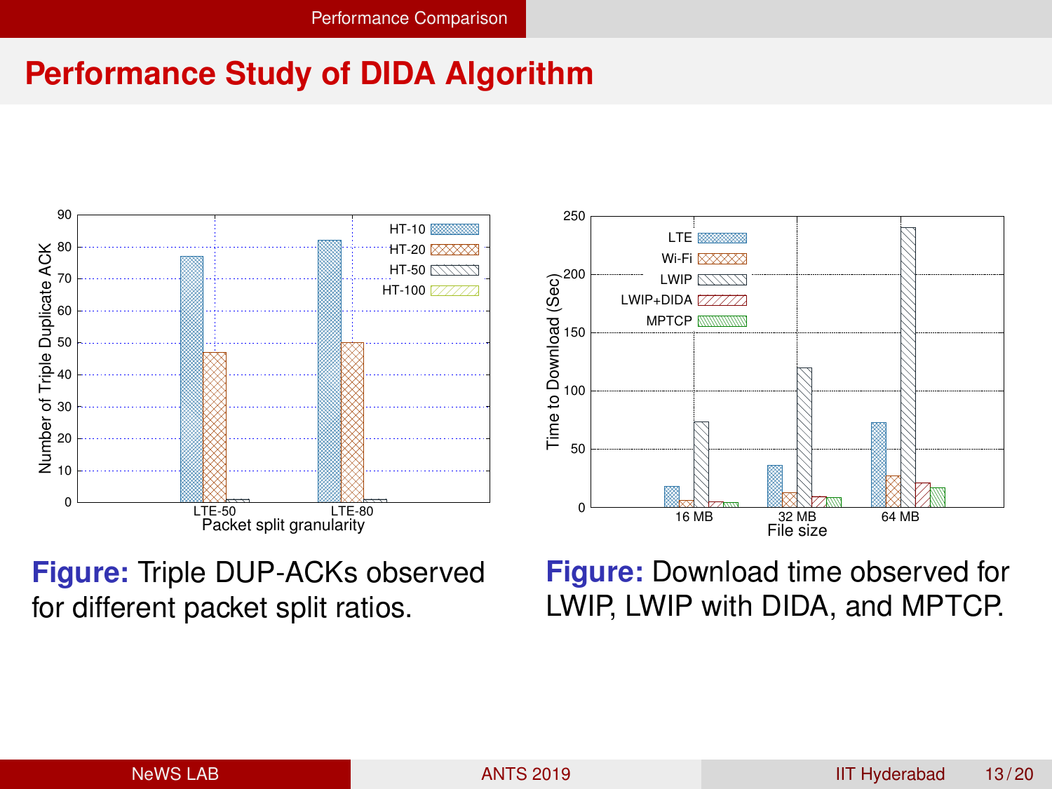# Performance Study of DIDA Algorithm

**Figure:** Triple DUP-ACKs observed for different packet split ratios.

**Figure:** Download time observed for LWIP, LWIP with DIDA, and MPTCP.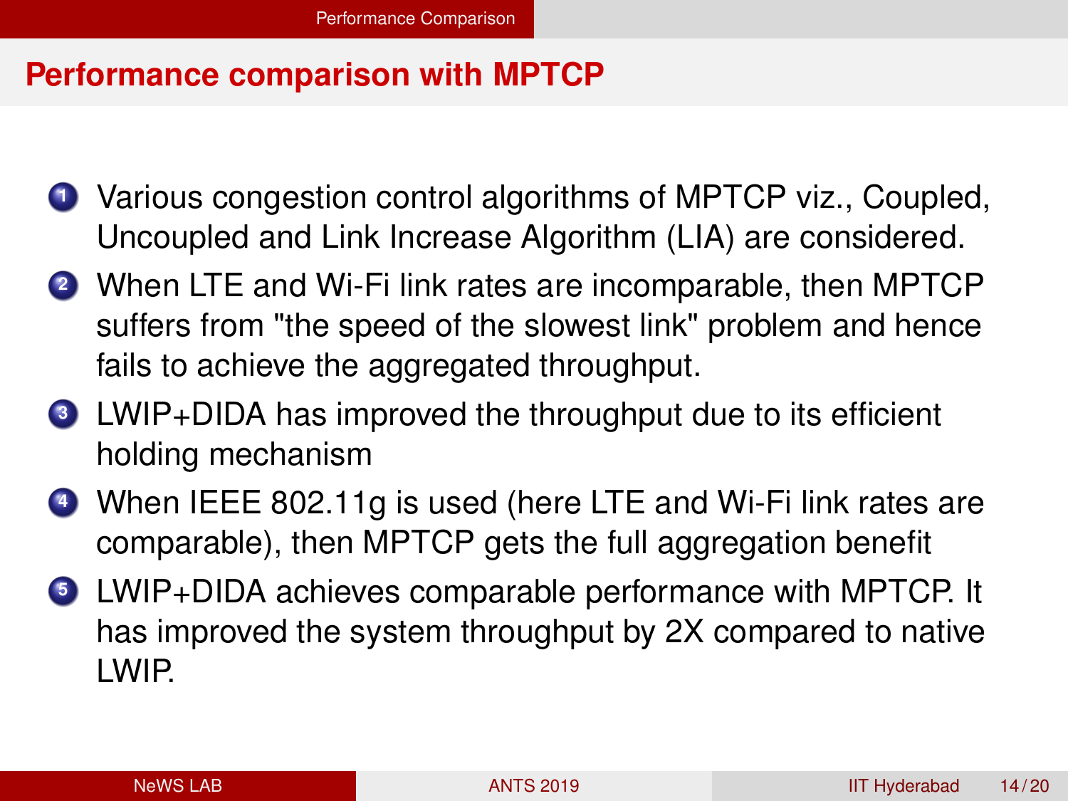## Performance comparison with MPTCP

1. Various congestion control algorithms of MPTCP viz., Coupled, Uncoupled and Link Increase Algorithm (LIA) are considered.
2. When LTE and Wi-Fi link rates are incomparable, then MPTCP suffers from "the speed of the slowest link" problem and hence fails to achieve the aggregated throughput.
3. LWIP+DIDA has improved the throughput due to its efficient holding mechanism
4. When IEEE 802.11g is used (here LTE and Wi-Fi link rates are comparable), then MPTCP gets the full aggregation benefit
5. LWIP+DIDA achieves comparable performance with MPTCP. It has improved the system throughput by 2X compared to native LWIP.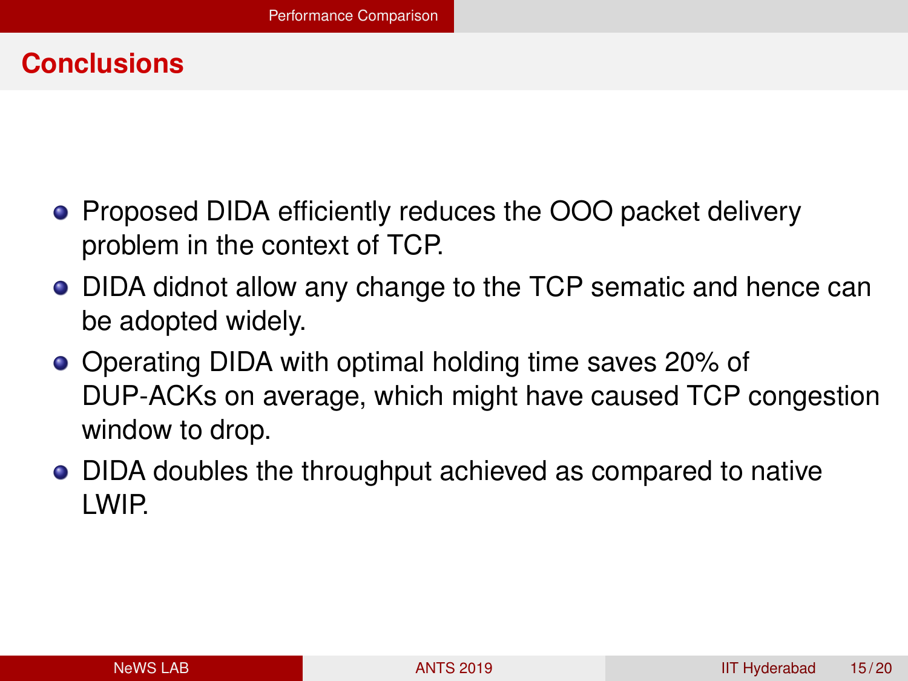## Conclusions

- Proposed DIDA efficiently reduces the OOO packet delivery problem in the context of TCP.
- DIDA didnot allow any change to the TCP sematic and hence can be adopted widely.
- Operating DIDA with optimal holding time saves 20% of DUP-ACKs on average, which might have caused TCP congestion window to drop.
- DIDA doubles the throughput achieved as compared to native LWIP.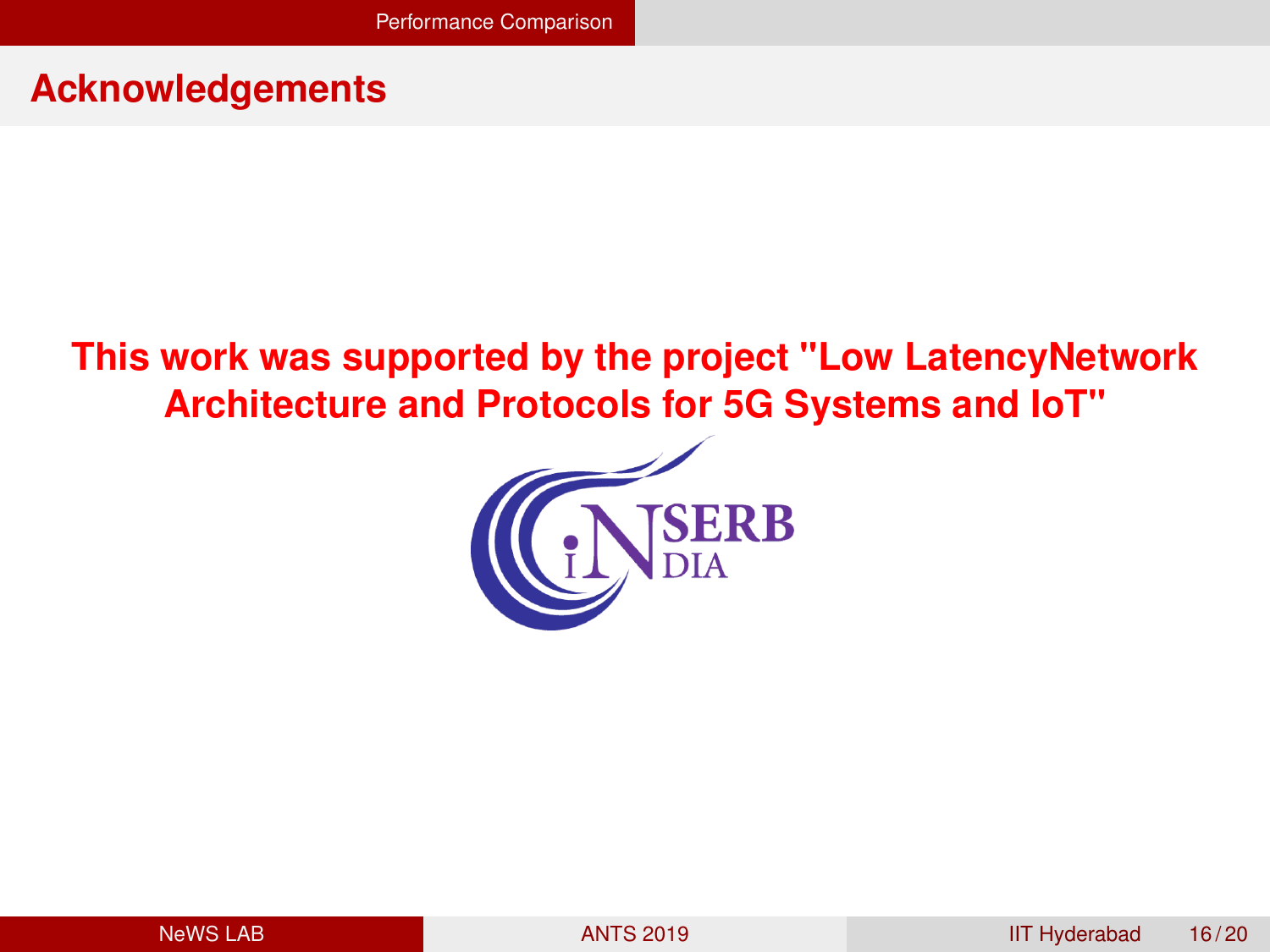## Acknowledgements

**This work was supported by the project "Low LatencyNetwork Architecture and Protocols for 5G Systems and IoT"**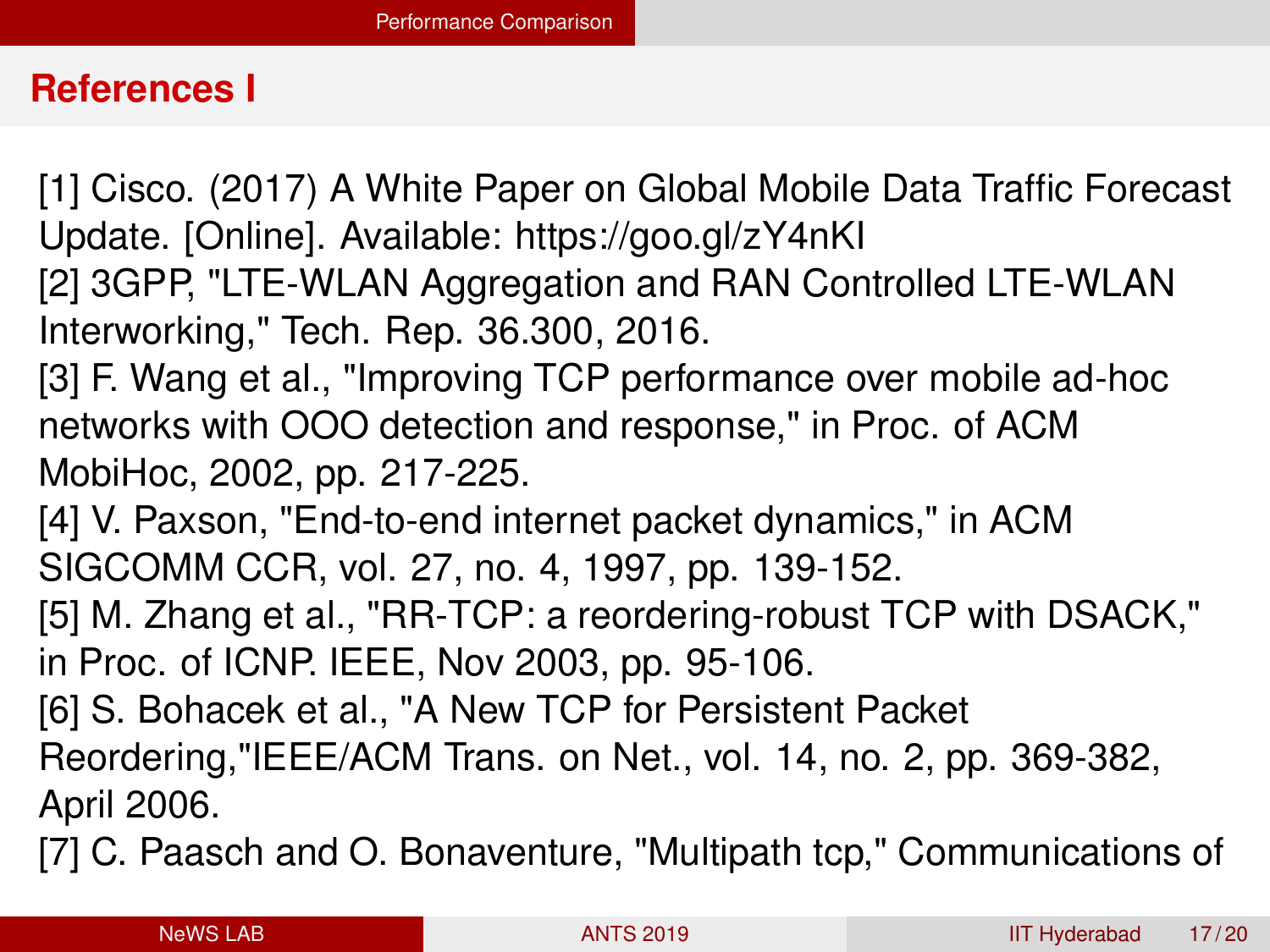## References I

[1] Cisco. (2017) A White Paper on Global Mobile Data Traffic Forecast Update. [Online]. Available: https://goo.gl/zY4nKI

[2] 3GPP, "LTE-WLAN Aggregation and RAN Controlled LTE-WLAN Interworking," Tech. Rep. 36.300, 2016.

[3] F. Wang et al., "Improving TCP performance over mobile ad-hoc networks with OOO detection and response," in Proc. of ACM MobiHoc, 2002, pp. 217-225.

[4] V. Paxson, "End-to-end internet packet dynamics," in ACM SIGCOMM CCR, vol. 27, no. 4, 1997, pp. 139-152.

[5] M. Zhang et al., "RR-TCP: a reordering-robust TCP with DSACK," in Proc. of ICNP. IEEE, Nov 2003, pp. 95-106.

[6] S. Bohacek et al., "A New TCP for Persistent Packet Reordering,"IEEE/ACM Trans. on Net., vol. 14, no. 2, pp. 369-382, April 2006.

[7] C. Paasch and O. Bonaventure, "Multipath tcp," Communications of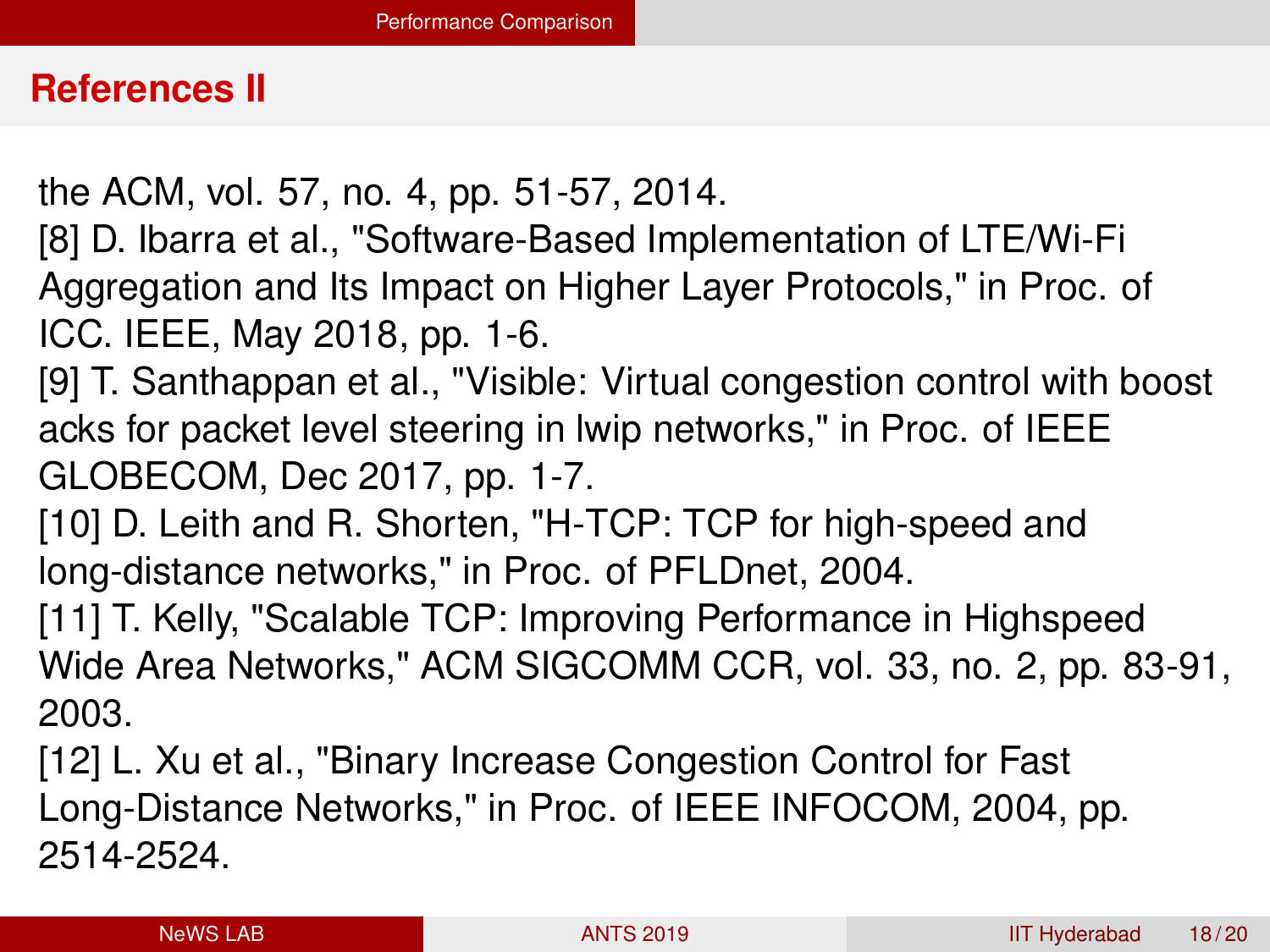## References II

the ACM, vol. 57, no. 4, pp. 51-57, 2014.

[8] D. Ibarra et al., "Software-Based Implementation of LTE/Wi-Fi Aggregation and Its Impact on Higher Layer Protocols," in Proc. of ICC. IEEE, May 2018, pp. 1-6.

[9] T. Santhappan et al., "Visible: Virtual congestion control with boost acks for packet level steering in lwip networks," in Proc. of IEEE GLOBECOM, Dec 2017, pp. 1-7.

[10] D. Leith and R. Shorten, "H-TCP: TCP for high-speed and long-distance networks," in Proc. of PFLDnet, 2004.

[11] T. Kelly, "Scalable TCP: Improving Performance in Highspeed Wide Area Networks," ACM SIGCOMM CCR, vol. 33, no. 2, pp. 83-91, 2003.

[12] L. Xu et al., "Binary Increase Congestion Control for Fast Long-Distance Networks," in Proc. of IEEE INFOCOM, 2004, pp. 2514-2524.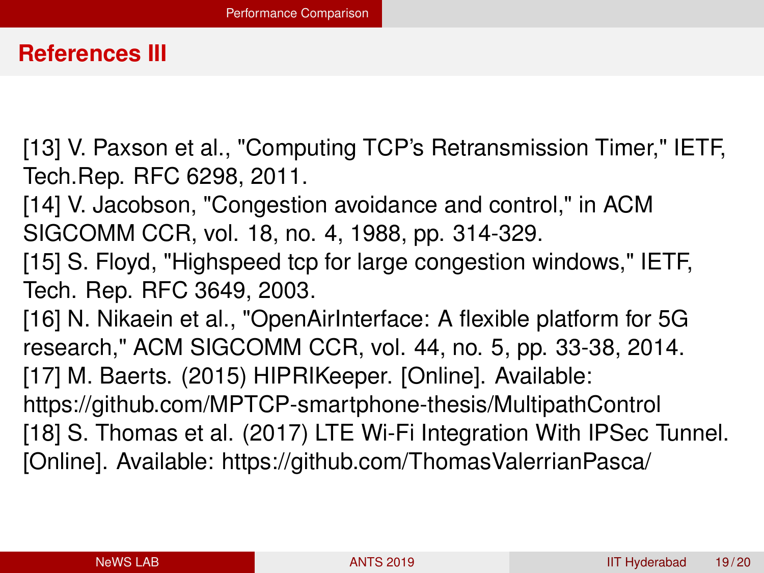## References III

[13] V. Paxson et al., "Computing TCP's Retransmission Timer," IETF, Tech.Rep. RFC 6298, 2011.

[14] V. Jacobson, "Congestion avoidance and control," in ACM SIGCOMM CCR, vol. 18, no. 4, 1988, pp. 314-329.

[15] S. Floyd, "Highspeed tcp for large congestion windows," IETF, Tech. Rep. RFC 3649, 2003.

[16] N. Nikaein et al., "OpenAirInterface: A flexible platform for 5G research," ACM SIGCOMM CCR, vol. 44, no. 5, pp. 33-38, 2014.

[17] M. Baerts. (2015) HIPRIKeeper. [Online]. Available: https://github.com/MPTCP-smartphone-thesis/MultipathControl

[18] S. Thomas et al. (2017) LTE Wi-Fi Integration With IPSec Tunnel. [Online]. Available: https://github.com/ThomasValerrianPasca/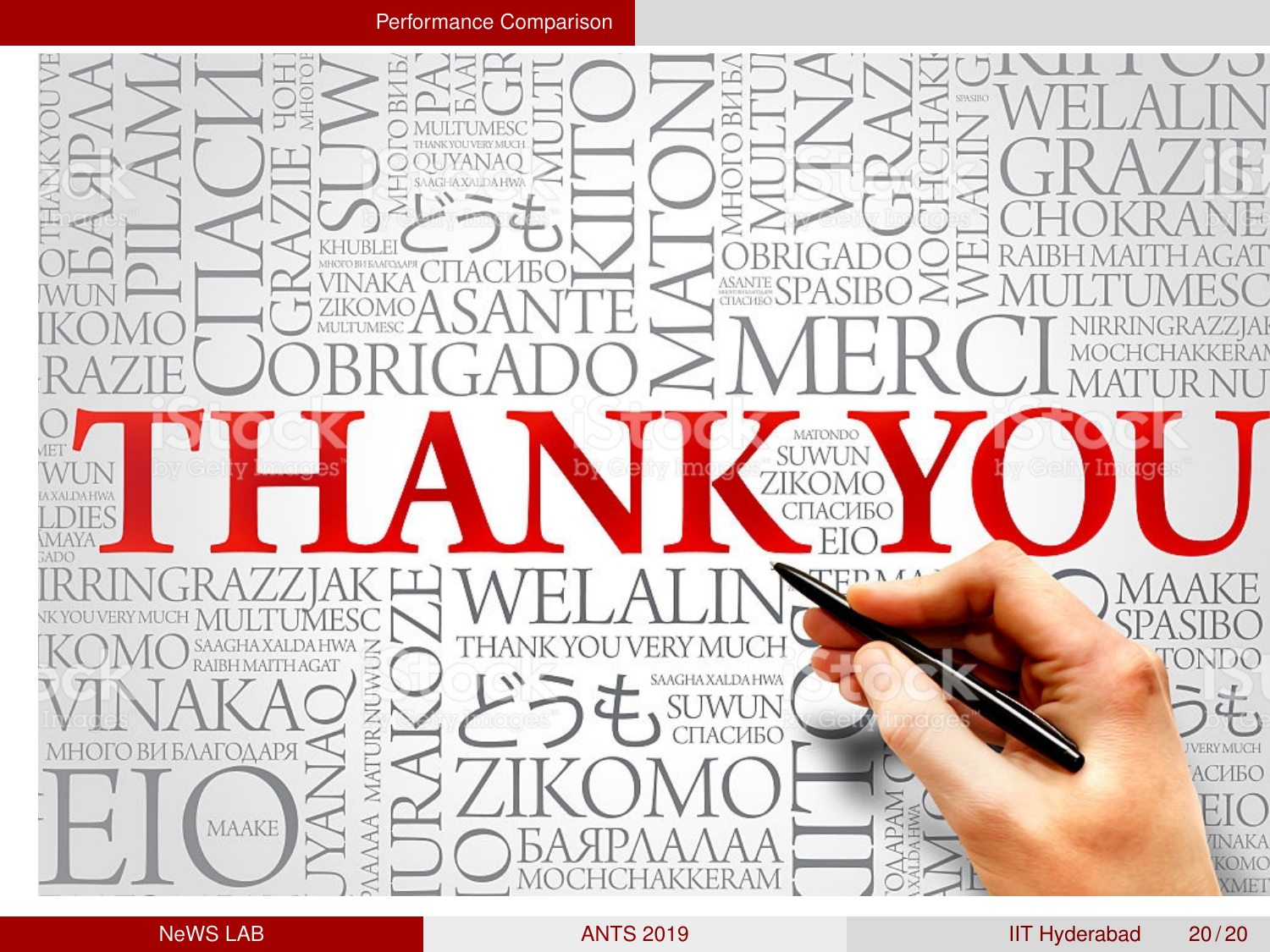# Performance Comparison

THANK YOU